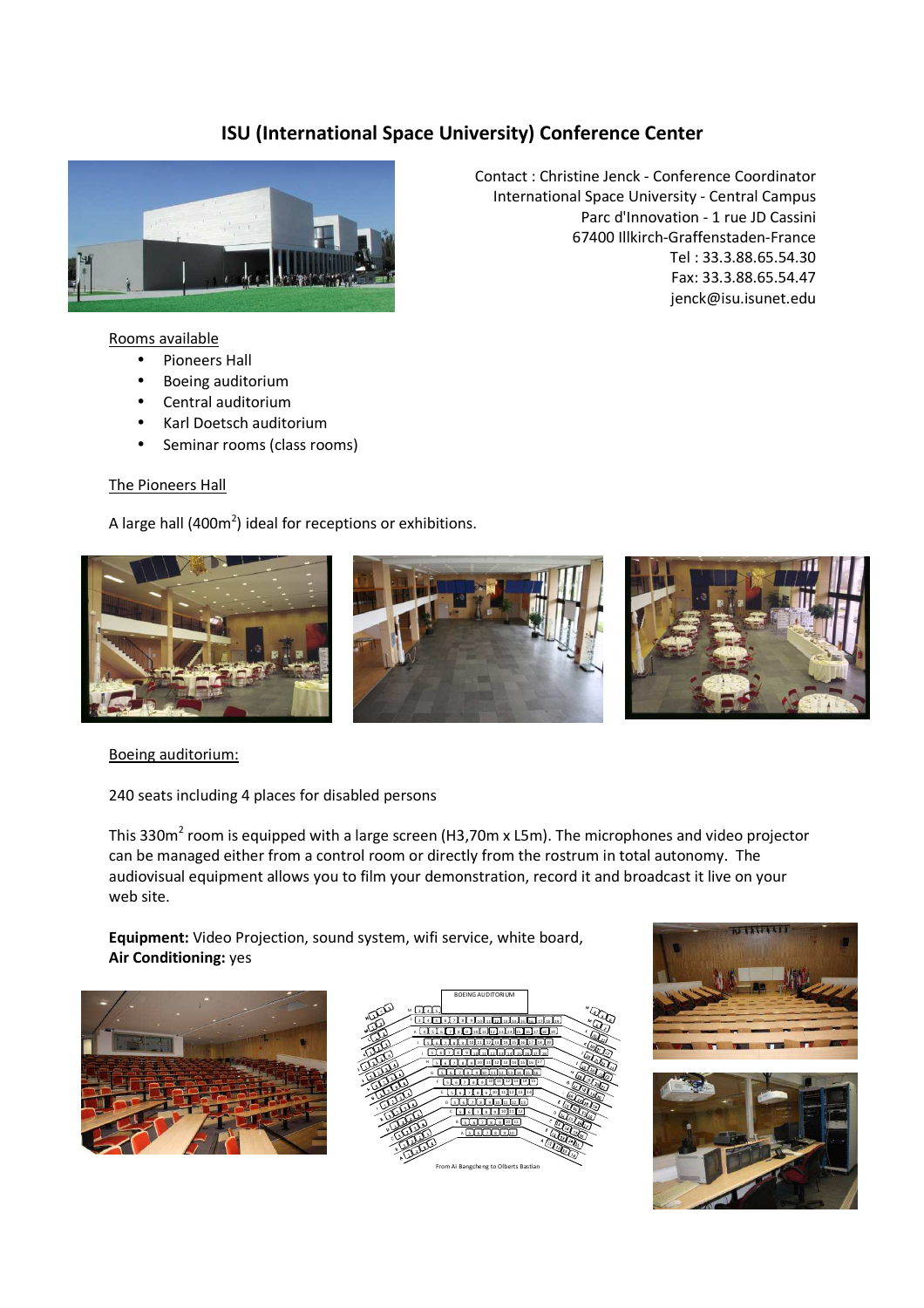# ISU (International Space University) Conference Center

Contact : Christine Jenck - Conference Coordinator
International Space University - Central Campus
Parc d'Innovation - 1 rue JD Cassini
67400 Illkirch-Graffenstaden-France
Tel : 33.3.88.65.54.30
Fax: 33.3.88.65.54.47
jenck@isu.isunet.edu

Rooms available

- Pioneers Hall
- Boeing auditorium
- Central auditorium
- Karl Doetsch auditorium
- Seminar rooms (class rooms)

The Pioneers Hall

A large hall (400m$^2$) ideal for receptions or exhibitions.

Boeing auditorium:

240 seats including 4 places for disabled persons

This 330m$^2$ room is equipped with a large screen (H3,70m x L5m). The microphones and video projector can be managed either from a control room or directly from the rostrum in total autonomy. The audiovisual equipment allows you to film your demonstration, record it and broadcast it live on your web site.

**Equipment:** Video Projection, sound system, wifi service, white board,
**Air Conditioning:** yes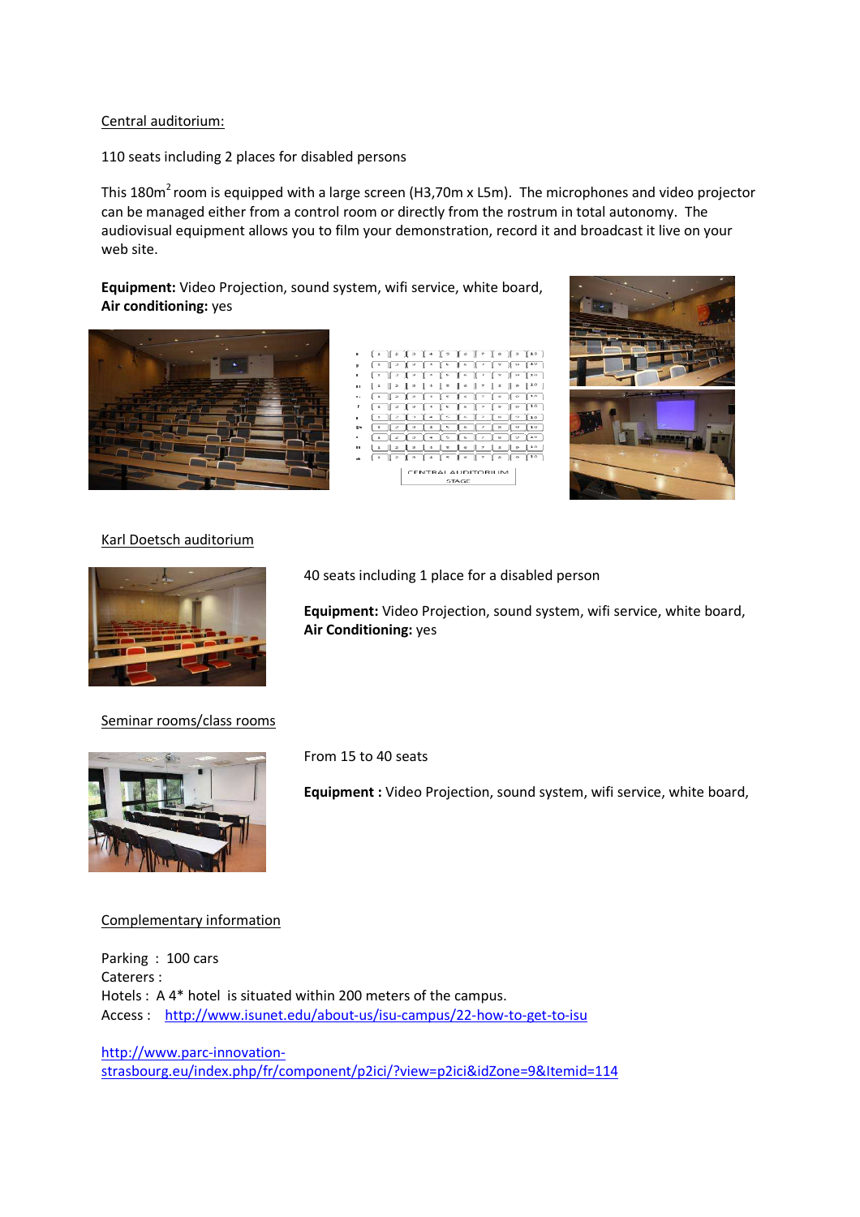Central auditorium:

110 seats including 2 places for disabled persons

This 180m$^2$ room is equipped with a large screen (H3,70m x L5m). The microphones and video projector can be managed either from a control room or directly from the rostrum in total autonomy. The audiovisual equipment allows you to film your demonstration, record it and broadcast it live on your web site.

**Equipment:** Video Projection, sound system, wifi service, white board,
**Air conditioning:** yes

CENTRAL AUDITORIUM
STAGE

Karl Doetsch auditorium

40 seats including 1 place for a disabled person

**Equipment:** Video Projection, sound system, wifi service, white board,
**Air Conditioning:** yes

Seminar rooms/class rooms

From 15 to 40 seats

**Equipment :** Video Projection, sound system, wifi service, white board,

Complementary information

Parking : 100 cars
Caterers :
Hotels : A 4* hotel is situated within 200 meters of the campus.
Access : http://www.isunet.edu/about-us/isu-campus/22-how-to-get-to-isu

http://www.parc-innovation-strasbourg.eu/index.php/fr/component/p2ici/?view=p2ici&idZone=9&Itemid=114